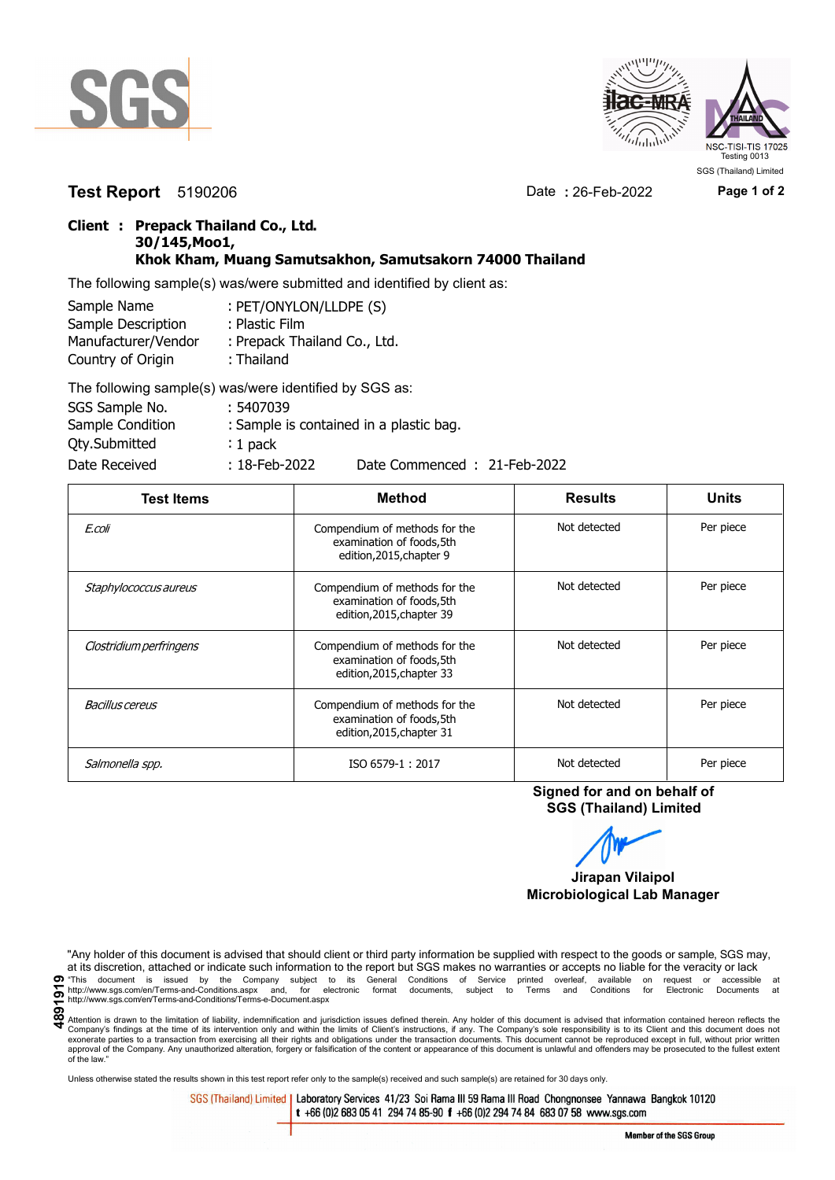SGS

ilac-MRA
NSC-TISI-TIS 17025
Testing 0013
SGS (Thailand) Limited

**Test Report** 5190206 Date : 26-Feb-2022

**Client : Prepack Thailand Co., Ltd.**
**30/145,Moo1,**
**Khok Kham, Muang Samutsakhon, Samutsakorn 74000 Thailand**

The following sample(s) was/were submitted and identified by client as:

Sample Name : PET/ONYLON/LLDPE (S)
Sample Description : Plastic Film
Manufacturer/Vendor : Prepack Thailand Co., Ltd.
Country of Origin : Thailand

The following sample(s) was/were identified by SGS as:

SGS Sample No. : 5407039
Sample Condition : Sample is contained in a plastic bag.
Qty.Submitted : 1 pack
Date Received : 18-Feb-2022 Date Commenced : 21-Feb-2022

| Test Items | Method | Results | Units |
|---|---|---|---|
| *E.coli* | Compendium of methods for the examination of foods,5th edition,2015,chapter 9 | Not detected | Per piece |
| *Staphylococcus aureus* | Compendium of methods for the examination of foods,5th edition,2015,chapter 39 | Not detected | Per piece |
| *Clostridium perfringens* | Compendium of methods for the examination of foods,5th edition,2015,chapter 33 | Not detected | Per piece |
| *Bacillus cereus* | Compendium of methods for the examination of foods,5th edition,2015,chapter 31 | Not detected | Per piece |
| *Salmonella spp.* | ISO 6579-1 : 2017 | Not detected | Per piece |

**Signed for and on behalf of**
**SGS (Thailand) Limited**

**Jirapan Vilaipol**
**Microbiological Lab Manager**

"Any holder of this document is advised that should client or third party information be supplied with respect to the goods or sample, SGS may, at its discretion, attached or indicate such information to the report but SGS makes no warranties or accepts no liable for the veracity or lack
"This document is issued by the Company subject to its General Conditions of Service printed overleaf, available on request or accessible at http://www.sgs.com/en/Terms-and-Conditions.aspx and, for electronic format documents, subject to Terms and Conditions for Electronic Documents at http://www.sgs.com/en/Terms-and-Conditions/Terms-e-Document.aspx

4891919

Attention is drawn to the limitation of liability, indemnification and jurisdiction issues defined therein. Any holder of this document is advised that information contained hereon reflects the Company's findings at the time of its intervention only and within the limits of Client's instructions, if any. The Company's sole responsibility is to its Client and this document does not exonerate parties to a transaction from exercising all their rights and obligations under the transaction documents. This document cannot be reproduced except in full, without prior written approval of the Company. Any unauthorized alteration, forgery or falsification of the content or appearance of this document is unlawful and offenders may be prosecuted to the fullest extent of the law."

Unless otherwise stated the results shown in this test report refer only to the sample(s) received and such sample(s) are retained for 30 days only.

SGS (Thailand) Limited | Laboratory Services 41/23 Soi Rama III 59 Rama III Road Chongnonsee Yannawa Bangkok 10120
t +66 (0)2 683 05 41 294 74 85-90 f +66 (0)2 294 74 84 683 07 58 www.sgs.com

Member of the SGS Group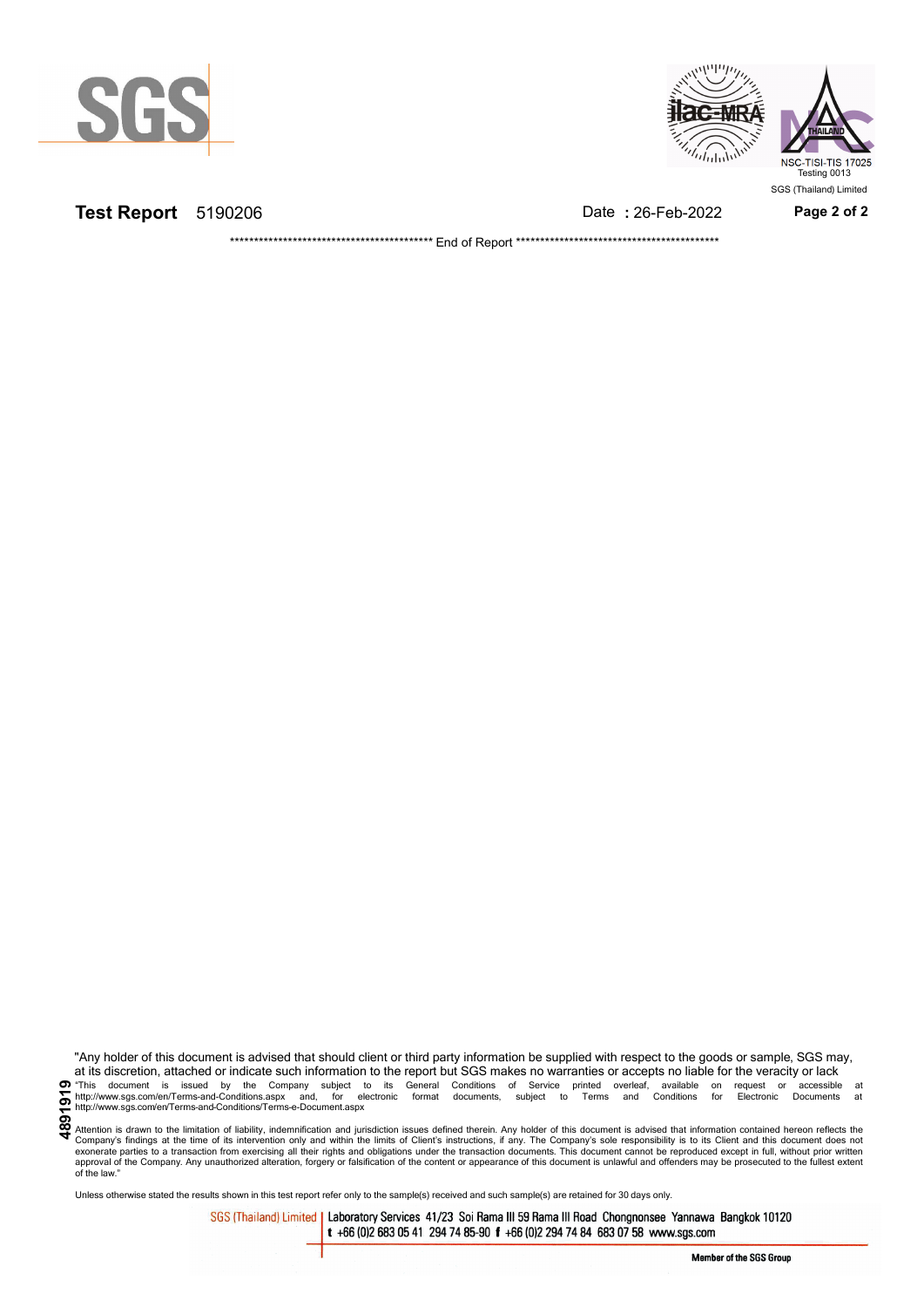**Test Report** 5190206 Date : 26-Feb-2022

******************************************** End of Report ********************************************

"Any holder of this document is advised that should client or third party information be supplied with respect to the goods or sample, SGS may, at its discretion, attached or indicate such information to the report but SGS makes no warranties or accepts no liable for the veracity or lack

"This document is issued by the Company subject to its General Conditions of Service printed overleaf, available on request or accessible at http://www.sgs.com/en/Terms-and-Conditions.aspx and, for electronic format documents, subject to Terms and Conditions for Electronic Documents at http://www.sgs.com/en/Terms-and-Conditions/Terms-e-Document.aspx

Attention is drawn to the limitation of liability, indemnification and jurisdiction issues defined therein. Any holder of this document is advised that information contained hereon reflects the Company's findings at the time of its intervention only and within the limits of Client's instructions, if any. The Company's sole responsibility is to its Client and this document does not exonerate parties to a transaction from exercising all their rights and obligations under the transaction documents. This document cannot be reproduced except in full, without prior written approval of the Company. Any unauthorized alteration, forgery or falsification of the content or appearance of this document is unlawful and offenders may be prosecuted to the fullest extent of the law."

4891919

Unless otherwise stated the results shown in this test report refer only to the sample(s) received and such sample(s) are retained for 30 days only.

SGS (Thailand) Limited | Laboratory Services 41/23 Soi Rama III 59 Rama III Road Chongnonsee Yannawa Bangkok 10120 t +66 (0)2 683 05 41 294 74 85-90 f +66 (0)2 294 74 84 683 07 58 www.sgs.com

Member of the SGS Group